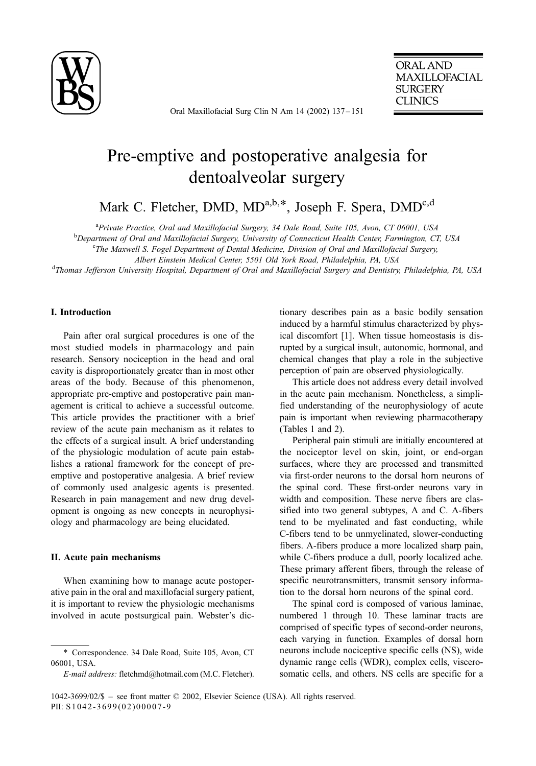# Pre-emptive and postoperative analgesia for dentoalveolar surgery

Mark C. Fletcher, DMD, MD[a,b,*], Joseph F. Spera, DMD[c,d]

[a] *Private Practice, Oral and Maxillofacial Surgery, 34 Dale Road, Suite 105, Avon, CT 06001, USA*

[b] *Department of Oral and Maxillofacial Surgery, University of Connecticut Health Center, Farmington, CT, USA*

[c] *The Maxwell S. Fogel Department of Dental Medicine, Division of Oral and Maxillofacial Surgery, Albert Einstein Medical Center, 5501 Old York Road, Philadelphia, PA, USA*

[d] *Thomas Jefferson University Hospital, Department of Oral and Maxillofacial Surgery and Dentistry, Philadelphia, PA, USA*

## I. Introduction

Pain after oral surgical procedures is one of the most studied models in pharmacology and pain research. Sensory nociception in the head and oral cavity is disproportionately greater than in most other areas of the body. Because of this phenomenon, appropriate pre-emptive and postoperative pain management is critical to achieve a successful outcome. This article provides the practitioner with a brief review of the acute pain mechanism as it relates to the effects of a surgical insult. A brief understanding of the physiologic modulation of acute pain establishes a rational framework for the concept of pre-emptive and postoperative analgesia. A brief review of commonly used analgesic agents is presented. Research in pain management and new drug development is ongoing as new concepts in neurophysiology and pharmacology are being elucidated.

## II. Acute pain mechanisms

When examining how to manage acute postoperative pain in the oral and maxillofacial surgery patient, it is important to review the physiologic mechanisms involved in acute postsurgical pain. Webster's dictionary describes pain as a basic bodily sensation induced by a harmful stimulus characterized by physical discomfort [1]. When tissue homeostasis is disrupted by a surgical insult, autonomic, hormonal, and chemical changes that play a role in the subjective perception of pain are observed physiologically.

This article does not address every detail involved in the acute pain mechanism. Nonetheless, a simplified understanding of the neurophysiology of acute pain is important when reviewing pharmacotherapy (Tables 1 and 2).

Peripheral pain stimuli are initially encountered at the nociceptor level on skin, joint, or end-organ surfaces, where they are processed and transmitted via first-order neurons to the dorsal horn neurons of the spinal cord. These first-order neurons vary in width and composition. These nerve fibers are classified into two general subtypes, A and C. A-fibers tend to be myelinated and fast conducting, while C-fibers tend to be unmyelinated, slower-conducting fibers. A-fibers produce a more localized sharp pain, while C-fibers produce a dull, poorly localized ache. These primary afferent fibers, through the release of specific neurotransmitters, transmit sensory information to the dorsal horn neurons of the spinal cord.

The spinal cord is composed of various laminae, numbered 1 through 10. These laminar tracts are comprised of specific types of second-order neurons, each varying in function. Examples of dorsal horn neurons include nociceptive specific cells (NS), wide dynamic range cells (WDR), complex cells, viscerosomatic cells, and others. NS cells are specific for a

\* Correspondence. 34 Dale Road, Suite 105, Avon, CT 06001, USA.

*E-mail address:* fletchmd@hotmail.com (M.C. Fletcher).

1042-3699/02/$ – see front matter © 2002, Elsevier Science (USA). All rights reserved.
PII: S1042-3699(02)00007-9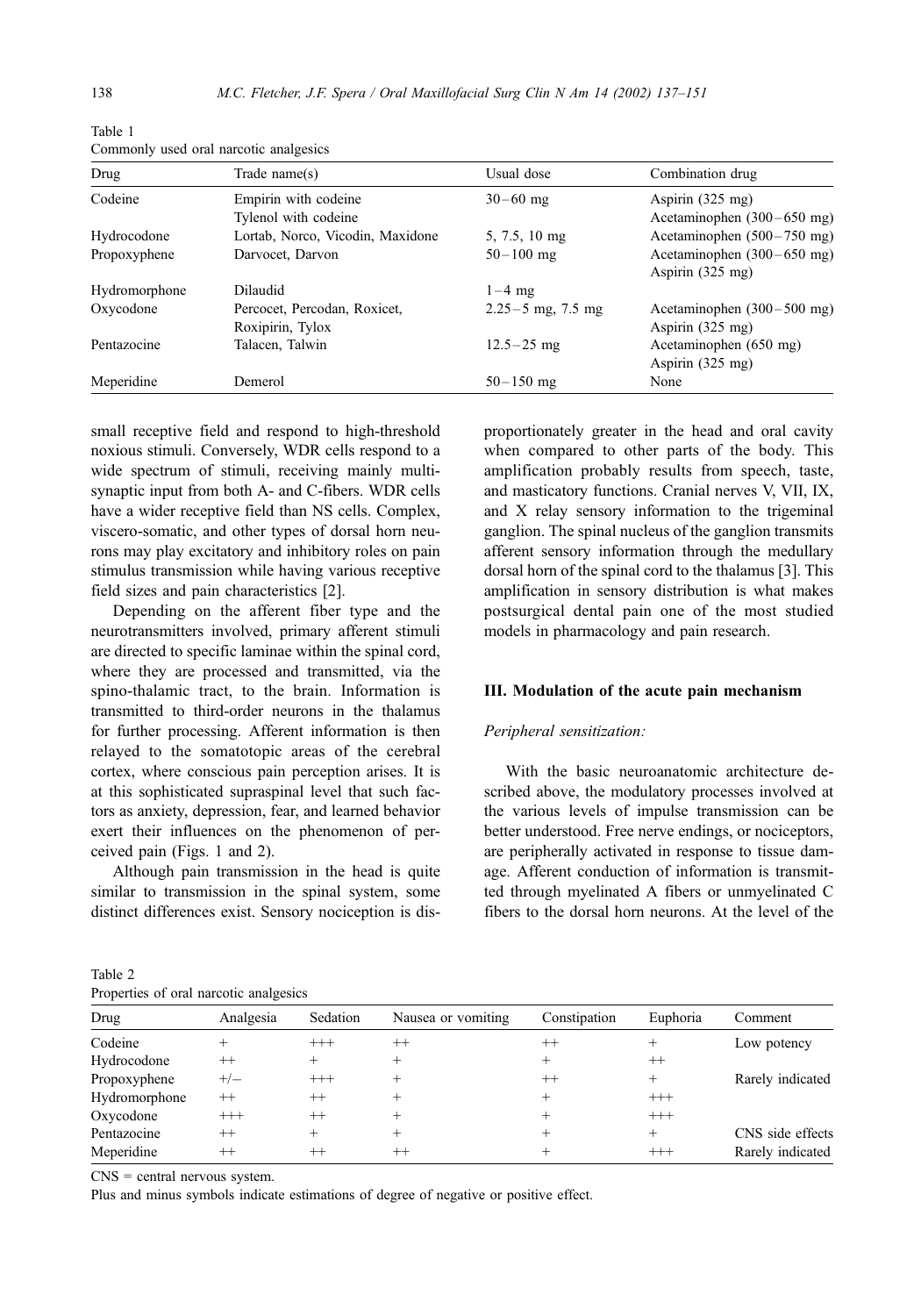Table 1
Commonly used oral narcotic analgesics

| Drug | Trade name(s) | Usual dose | Combination drug |
|---|---|---|---|
| Codeine | Empirin with codeine<br>Tylenol with codeine | 30–60 mg | Aspirin (325 mg)<br>Acetaminophen (300–650 mg) |
| Hydrocodone | Lortab, Norco, Vicodin, Maxidone | 5, 7.5, 10 mg | Acetaminophen (500–750 mg) |
| Propoxyphene | Darvocet, Darvon | 50–100 mg | Acetaminophen (300–650 mg)<br>Aspirin (325 mg) |
| Hydromorphone | Dilaudid | 1–4 mg | |
| Oxycodone | Percocet, Percodan, Roxicet,<br>Roxipirin, Tylox | 2.25–5 mg, 7.5 mg | Acetaminophen (300–500 mg)<br>Aspirin (325 mg) |
| Pentazocine | Talacen, Talwin | 12.5–25 mg | Acetaminophen (650 mg)<br>Aspirin (325 mg) |
| Meperidine | Demerol | 50–150 mg | None |

small receptive field and respond to high-threshold noxious stimuli. Conversely, WDR cells respond to a wide spectrum of stimuli, receiving mainly multisynaptic input from both A- and C-fibers. WDR cells have a wider receptive field than NS cells. Complex, viscero-somatic, and other types of dorsal horn neurons may play excitatory and inhibitory roles on pain stimulus transmission while having various receptive field sizes and pain characteristics [2].

Depending on the afferent fiber type and the neurotransmitters involved, primary afferent stimuli are directed to specific laminae within the spinal cord, where they are processed and transmitted, via the spino-thalamic tract, to the brain. Information is transmitted to third-order neurons in the thalamus for further processing. Afferent information is then relayed to the somatotopic areas of the cerebral cortex, where conscious pain perception arises. It is at this sophisticated supraspinal level that such factors as anxiety, depression, fear, and learned behavior exert their influences on the phenomenon of perceived pain (Figs. 1 and 2).

Although pain transmission in the head is quite similar to transmission in the spinal system, some distinct differences exist. Sensory nociception is disproportionately greater in the head and oral cavity when compared to other parts of the body. This amplification probably results from speech, taste, and masticatory functions. Cranial nerves V, VII, IX, and X relay sensory information to the trigeminal ganglion. The spinal nucleus of the ganglion transmits afferent sensory information through the medullary dorsal horn of the spinal cord to the thalamus [3]. This amplification in sensory distribution is what makes postsurgical dental pain one of the most studied models in pharmacology and pain research.

## III. Modulation of the acute pain mechanism

*Peripheral sensitization:*

With the basic neuroanatomic architecture described above, the modulatory processes involved at the various levels of impulse transmission can be better understood. Free nerve endings, or nociceptors, are peripherally activated in response to tissue damage. Afferent conduction of information is transmitted through myelinated A fibers or unmyelinated C fibers to the dorsal horn neurons. At the level of the

Table 2
Properties of oral narcotic analgesics

| Drug | Analgesia | Sedation | Nausea or vomiting | Constipation | Euphoria | Comment |
|---|---|---|---|---|---|---|
| Codeine | + | +++ | ++ | ++ | + | Low potency |
| Hydrocodone | ++ | + | + | + | ++ | |
| Propoxyphene | +/− | +++ | + | ++ | + | Rarely indicated |
| Hydromorphone | ++ | ++ | + | + | +++ | |
| Oxycodone | +++ | ++ | + | + | +++ | |
| Pentazocine | ++ | + | + | + | + | CNS side effects |
| Meperidine | ++ | ++ | ++ | + | +++ | Rarely indicated |

CNS = central nervous system.
Plus and minus symbols indicate estimations of degree of negative or positive effect.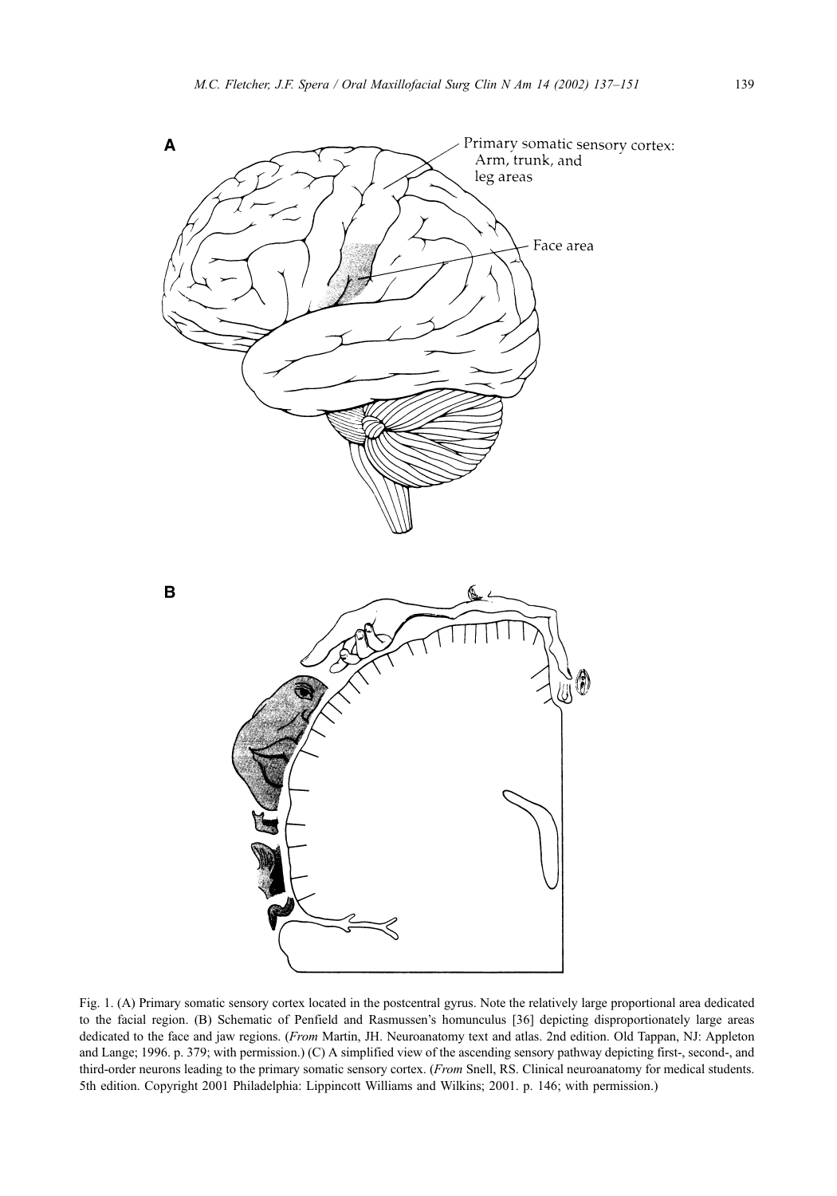Fig. 1. (A) Primary somatic sensory cortex located in the postcentral gyrus. Note the relatively large proportional area dedicated to the facial region. (B) Schematic of Penfield and Rasmussen's homunculus [36] depicting disproportionately large areas dedicated to the face and jaw regions. (*From* Martin, JH. Neuroanatomy text and atlas. 2nd edition. Old Tappan, NJ: Appleton and Lange; 1996. p. 379; with permission.) (C) A simplified view of the ascending sensory pathway depicting first-, second-, and third-order neurons leading to the primary somatic sensory cortex. (*From* Snell, RS. Clinical neuroanatomy for medical students. 5th edition. Copyright 2001 Philadelphia: Lippincott Williams and Wilkins; 2001. p. 146; with permission.)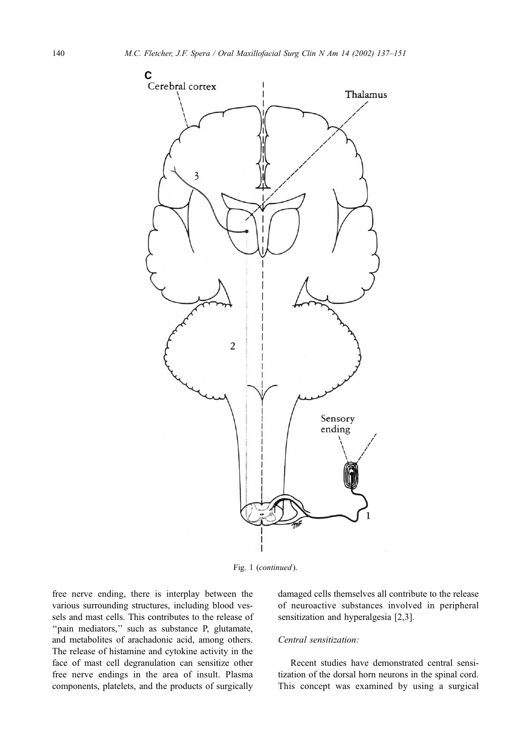Fig. 1 (*continued*).

free nerve ending, there is interplay between the various surrounding structures, including blood vessels and mast cells. This contributes to the release of "pain mediators," such as substance P, glutamate, and metabolites of arachadonic acid, among others. The release of histamine and cytokine activity in the face of mast cell degranulation can sensitize other free nerve endings in the area of insult. Plasma components, platelets, and the products of surgically damaged cells themselves all contribute to the release of neuroactive substances involved in peripheral sensitization and hyperalgesia [2,3].

### *Central sensitization:*

Recent studies have demonstrated central sensitization of the dorsal horn neurons in the spinal cord. This concept was examined by using a surgical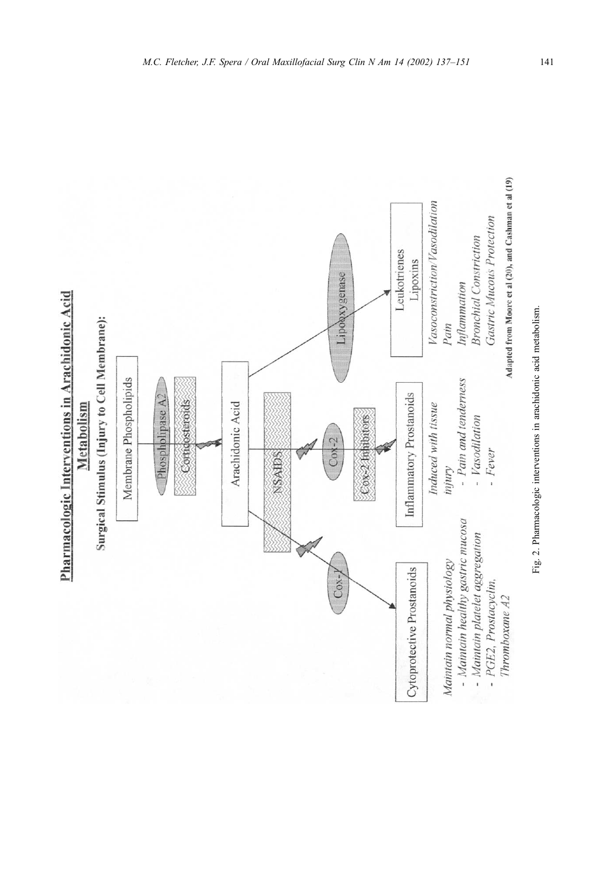**Pharmacologic Interventions in Arachidonic Acid Metabolism**

**Surgical Stimulus (Injury to Cell Membrane):**

Membrane Phospholipids

Phospholipase A2

Corticosteroids

Arachidonic Acid

NSAIDS

Cox-1

Cox-2

Cox-2 Inhibitors

Lipoxygenase

Cytoprotective Prostanoids

*Maintain normal physiology*
- *Maintain healthy gastric mucosa*
- *Maintain platelet aggregation*
- *PGE2, Prostacyclin, Thromboxane A2*

Inflammatory Prostanoids

*Induced with tissue injury*
- *Pain and tenderness*
- *Vasodilation*
- *Fever*

Leukotrienes
Lipoxins

*Vasoconstriction/Vasodilation*
*Pain*
*Inflammation*
*Bronchial Constriction*
*Gastric Mucous Protection*

**Adapted from Moore et al (20), and Cashman et al (19)**

Fig. 2. Pharmacologic interventions in arachidonic acid metabolism.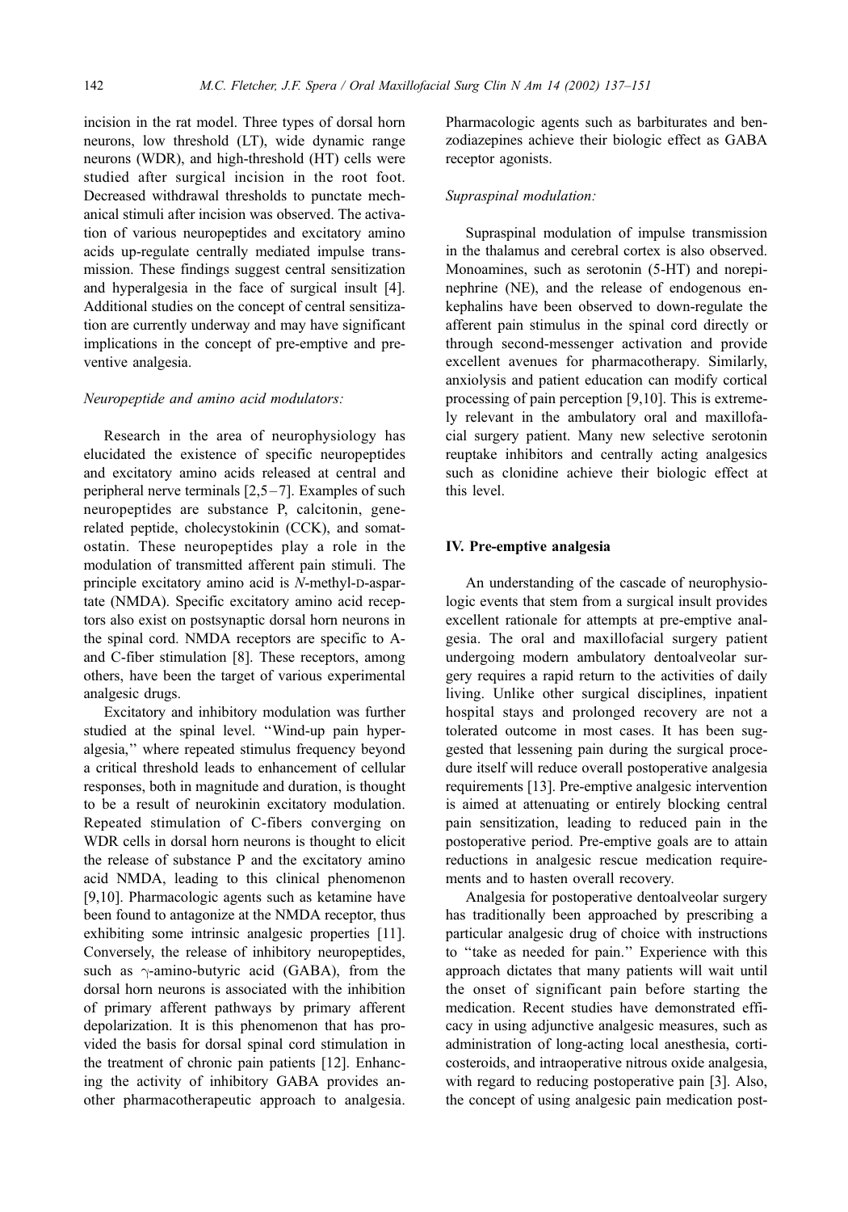incision in the rat model. Three types of dorsal horn neurons, low threshold (LT), wide dynamic range neurons (WDR), and high-threshold (HT) cells were studied after surgical incision in the root foot. Decreased withdrawal thresholds to punctate mechanical stimuli after incision was observed. The activation of various neuropeptides and excitatory amino acids up-regulate centrally mediated impulse transmission. These findings suggest central sensitization and hyperalgesia in the face of surgical insult [4]. Additional studies on the concept of central sensitization are currently underway and may have significant implications in the concept of pre-emptive and preventive analgesia.

*Neuropeptide and amino acid modulators:*

Research in the area of neurophysiology has elucidated the existence of specific neuropeptides and excitatory amino acids released at central and peripheral nerve terminals [2,5–7]. Examples of such neuropeptides are substance P, calcitonin, gene-related peptide, cholecystokinin (CCK), and somatostatin. These neuropeptides play a role in the modulation of transmitted afferent pain stimuli. The principle excitatory amino acid is *N*-methyl-D-aspartate (NMDA). Specific excitatory amino acid receptors also exist on postsynaptic dorsal horn neurons in the spinal cord. NMDA receptors are specific to A- and C-fiber stimulation [8]. These receptors, among others, have been the target of various experimental analgesic drugs.

Excitatory and inhibitory modulation was further studied at the spinal level. ''Wind-up pain hyperalgesia,'' where repeated stimulus frequency beyond a critical threshold leads to enhancement of cellular responses, both in magnitude and duration, is thought to be a result of neurokinin excitatory modulation. Repeated stimulation of C-fibers converging on WDR cells in dorsal horn neurons is thought to elicit the release of substance P and the excitatory amino acid NMDA, leading to this clinical phenomenon [9,10]. Pharmacologic agents such as ketamine have been found to antagonize at the NMDA receptor, thus exhibiting some intrinsic analgesic properties [11]. Conversely, the release of inhibitory neuropeptides, such as $\gamma$-amino-butyric acid (GABA), from the dorsal horn neurons is associated with the inhibition of primary afferent pathways by primary afferent depolarization. It is this phenomenon that has provided the basis for dorsal spinal cord stimulation in the treatment of chronic pain patients [12]. Enhancing the activity of inhibitory GABA provides another pharmacotherapeutic approach to analgesia. Pharmacologic agents such as barbiturates and benzodiazepines achieve their biologic effect as GABA receptor agonists.

*Supraspinal modulation:*

Supraspinal modulation of impulse transmission in the thalamus and cerebral cortex is also observed. Monoamines, such as serotonin (5-HT) and norepinephrine (NE), and the release of endogenous enkephalins have been observed to down-regulate the afferent pain stimulus in the spinal cord directly or through second-messenger activation and provide excellent avenues for pharmacotherapy. Similarly, anxiolysis and patient education can modify cortical processing of pain perception [9,10]. This is extremely relevant in the ambulatory oral and maxillofacial surgery patient. Many new selective serotonin reuptake inhibitors and centrally acting analgesics such as clonidine achieve their biologic effect at this level.

## IV. Pre-emptive analgesia

An understanding of the cascade of neurophysiologic events that stem from a surgical insult provides excellent rationale for attempts at pre-emptive analgesia. The oral and maxillofacial surgery patient undergoing modern ambulatory dentoalveolar surgery requires a rapid return to the activities of daily living. Unlike other surgical disciplines, inpatient hospital stays and prolonged recovery are not a tolerated outcome in most cases. It has been suggested that lessening pain during the surgical procedure itself will reduce overall postoperative analgesia requirements [13]. Pre-emptive analgesic intervention is aimed at attenuating or entirely blocking central pain sensitization, leading to reduced pain in the postoperative period. Pre-emptive goals are to attain reductions in analgesic rescue medication requirements and to hasten overall recovery.

Analgesia for postoperative dentoalveolar surgery has traditionally been approached by prescribing a particular analgesic drug of choice with instructions to ''take as needed for pain.'' Experience with this approach dictates that many patients will wait until the onset of significant pain before starting the medication. Recent studies have demonstrated efficacy in using adjunctive analgesic measures, such as administration of long-acting local anesthesia, corticosteroids, and intraoperative nitrous oxide analgesia, with regard to reducing postoperative pain [3]. Also, the concept of using analgesic pain medication post-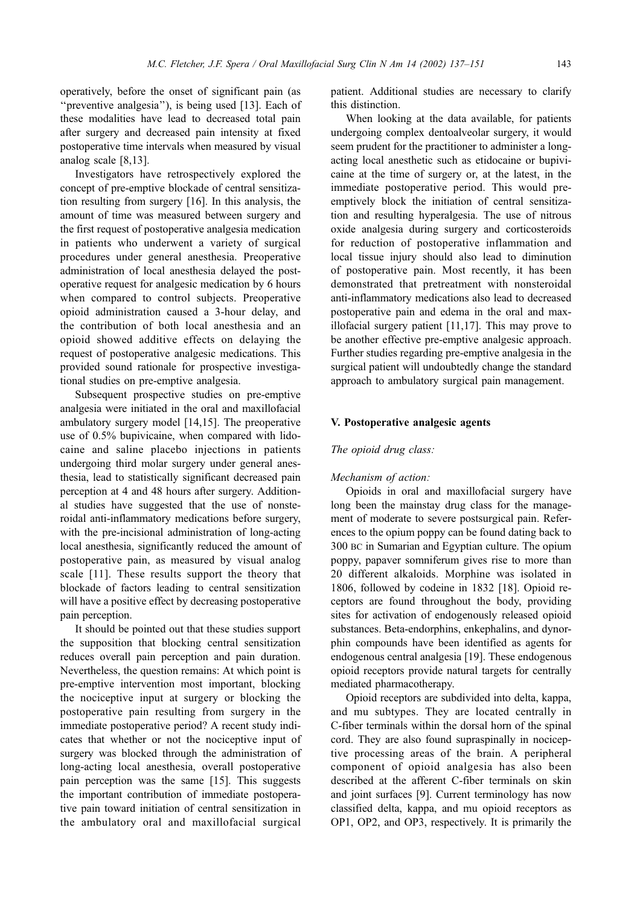operatively, before the onset of significant pain (as "preventive analgesia"), is being used [13]. Each of these modalities have lead to decreased total pain after surgery and decreased pain intensity at fixed postoperative time intervals when measured by visual analog scale [8,13].

Investigators have retrospectively explored the concept of pre-emptive blockade of central sensitization resulting from surgery [16]. In this analysis, the amount of time was measured between surgery and the first request of postoperative analgesia medication in patients who underwent a variety of surgical procedures under general anesthesia. Preoperative administration of local anesthesia delayed the postoperative request for analgesic medication by 6 hours when compared to control subjects. Preoperative opioid administration caused a 3-hour delay, and the contribution of both local anesthesia and an opioid showed additive effects on delaying the request of postoperative analgesic medications. This provided sound rationale for prospective investigational studies on pre-emptive analgesia.

Subsequent prospective studies on pre-emptive analgesia were initiated in the oral and maxillofacial ambulatory surgery model [14,15]. The preoperative use of 0.5% bupivicaine, when compared with lidocaine and saline placebo injections in patients undergoing third molar surgery under general anesthesia, lead to statistically significant decreased pain perception at 4 and 48 hours after surgery. Additional studies have suggested that the use of nonsteroidal anti-inflammatory medications before surgery, with the pre-incisional administration of long-acting local anesthesia, significantly reduced the amount of postoperative pain, as measured by visual analog scale [11]. These results support the theory that blockade of factors leading to central sensitization will have a positive effect by decreasing postoperative pain perception.

It should be pointed out that these studies support the supposition that blocking central sensitization reduces overall pain perception and pain duration. Nevertheless, the question remains: At which point is pre-emptive intervention most important, blocking the nociceptive input at surgery or blocking the postoperative pain resulting from surgery in the immediate postoperative period? A recent study indicates that whether or not the nociceptive input of surgery was blocked through the administration of long-acting local anesthesia, overall postoperative pain perception was the same [15]. This suggests the important contribution of immediate postoperative pain toward initiation of central sensitization in the ambulatory oral and maxillofacial surgical patient. Additional studies are necessary to clarify this distinction.

When looking at the data available, for patients undergoing complex dentoalveolar surgery, it would seem prudent for the practitioner to administer a long-acting local anesthetic such as etidocaine or bupivicaine at the time of surgery or, at the latest, in the immediate postoperative period. This would pre-emptively block the initiation of central sensitization and resulting hyperalgesia. The use of nitrous oxide analgesia during surgery and corticosteroids for reduction of postoperative inflammation and local tissue injury should also lead to diminution of postoperative pain. Most recently, it has been demonstrated that pretreatment with nonsteroidal anti-inflammatory medications also lead to decreased postoperative pain and edema in the oral and maxillofacial surgery patient [11,17]. This may prove to be another effective pre-emptive analgesic approach. Further studies regarding pre-emptive analgesia in the surgical patient will undoubtedly change the standard approach to ambulatory surgical pain management.

## V. Postoperative analgesic agents

*The opioid drug class:*

*Mechanism of action:*

Opioids in oral and maxillofacial surgery have long been the mainstay drug class for the management of moderate to severe postsurgical pain. References to the opium poppy can be found dating back to 300 BC in Sumarian and Egyptian culture. The opium poppy, papaver somniferum gives rise to more than 20 different alkaloids. Morphine was isolated in 1806, followed by codeine in 1832 [18]. Opioid receptors are found throughout the body, providing sites for activation of endogenously released opioid substances. Beta-endorphins, enkephalins, and dynorphin compounds have been identified as agents for endogenous central analgesia [19]. These endogenous opioid receptors provide natural targets for centrally mediated pharmacotherapy.

Opioid receptors are subdivided into delta, kappa, and mu subtypes. They are located centrally in C-fiber terminals within the dorsal horn of the spinal cord. They are also found supraspinally in nociceptive processing areas of the brain. A peripheral component of opioid analgesia has also been described at the afferent C-fiber terminals on skin and joint surfaces [9]. Current terminology has now classified delta, kappa, and mu opioid receptors as OP1, OP2, and OP3, respectively. It is primarily the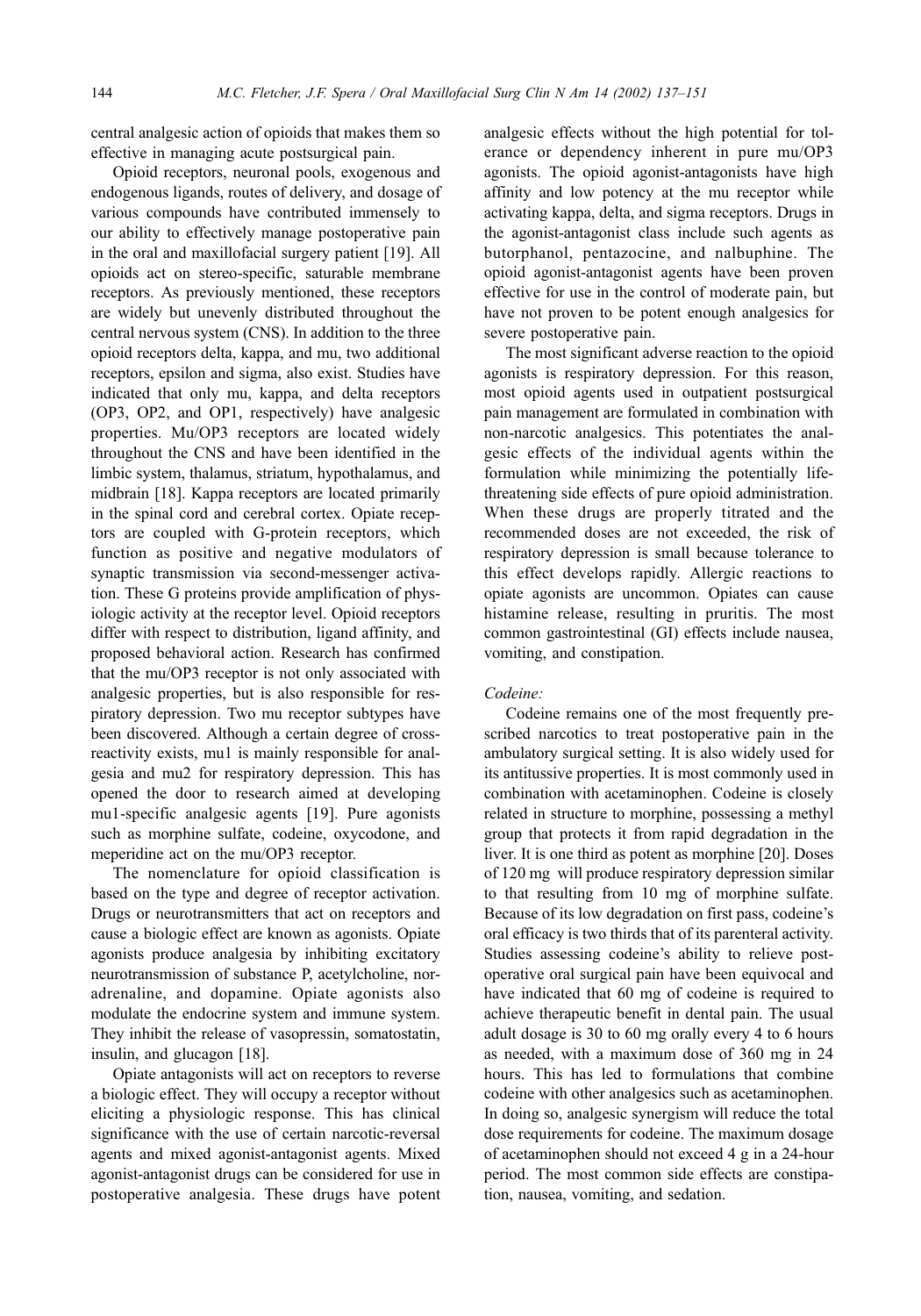central analgesic action of opioids that makes them so effective in managing acute postsurgical pain.

Opioid receptors, neuronal pools, exogenous and endogenous ligands, routes of delivery, and dosage of various compounds have contributed immensely to our ability to effectively manage postoperative pain in the oral and maxillofacial surgery patient [19]. All opioids act on stereo-specific, saturable membrane receptors. As previously mentioned, these receptors are widely but unevenly distributed throughout the central nervous system (CNS). In addition to the three opioid receptors delta, kappa, and mu, two additional receptors, epsilon and sigma, also exist. Studies have indicated that only mu, kappa, and delta receptors (OP3, OP2, and OP1, respectively) have analgesic properties. Mu/OP3 receptors are located widely throughout the CNS and have been identified in the limbic system, thalamus, striatum, hypothalamus, and midbrain [18]. Kappa receptors are located primarily in the spinal cord and cerebral cortex. Opiate receptors are coupled with G-protein receptors, which function as positive and negative modulators of synaptic transmission via second-messenger activation. These G proteins provide amplification of physiologic activity at the receptor level. Opioid receptors differ with respect to distribution, ligand affinity, and proposed behavioral action. Research has confirmed that the mu/OP3 receptor is not only associated with analgesic properties, but is also responsible for respiratory depression. Two mu receptor subtypes have been discovered. Although a certain degree of cross-reactivity exists, mu1 is mainly responsible for analgesia and mu2 for respiratory depression. This has opened the door to research aimed at developing mu1-specific analgesic agents [19]. Pure agonists such as morphine sulfate, codeine, oxycodone, and meperidine act on the mu/OP3 receptor.

The nomenclature for opioid classification is based on the type and degree of receptor activation. Drugs or neurotransmitters that act on receptors and cause a biologic effect are known as agonists. Opiate agonists produce analgesia by inhibiting excitatory neurotransmission of substance P, acetylcholine, noradrenaline, and dopamine. Opiate agonists also modulate the endocrine system and immune system. They inhibit the release of vasopressin, somatostatin, insulin, and glucagon [18].

Opiate antagonists will act on receptors to reverse a biologic effect. They will occupy a receptor without eliciting a physiologic response. This has clinical significance with the use of certain narcotic-reversal agents and mixed agonist-antagonist agents. Mixed agonist-antagonist drugs can be considered for use in postoperative analgesia. These drugs have potent analgesic effects without the high potential for tolerance or dependency inherent in pure mu/OP3 agonists. The opioid agonist-antagonists have high affinity and low potency at the mu receptor while activating kappa, delta, and sigma receptors. Drugs in the agonist-antagonist class include such agents as butorphanol, pentazocine, and nalbuphine. The opioid agonist-antagonist agents have been proven effective for use in the control of moderate pain, but have not proven to be potent enough analgesics for severe postoperative pain.

The most significant adverse reaction to the opioid agonists is respiratory depression. For this reason, most opioid agents used in outpatient postsurgical pain management are formulated in combination with non-narcotic analgesics. This potentiates the analgesic effects of the individual agents within the formulation while minimizing the potentially life-threatening side effects of pure opioid administration. When these drugs are properly titrated and the recommended doses are not exceeded, the risk of respiratory depression is small because tolerance to this effect develops rapidly. Allergic reactions to opiate agonists are uncommon. Opiates can cause histamine release, resulting in pruritis. The most common gastrointestinal (GI) effects include nausea, vomiting, and constipation.

*Codeine:*

Codeine remains one of the most frequently prescribed narcotics to treat postoperative pain in the ambulatory surgical setting. It is also widely used for its antitussive properties. It is most commonly used in combination with acetaminophen. Codeine is closely related in structure to morphine, possessing a methyl group that protects it from rapid degradation in the liver. It is one third as potent as morphine [20]. Doses of 120 mg will produce respiratory depression similar to that resulting from 10 mg of morphine sulfate. Because of its low degradation on first pass, codeine's oral efficacy is two thirds that of its parenteral activity. Studies assessing codeine's ability to relieve postoperative oral surgical pain have been equivocal and have indicated that 60 mg of codeine is required to achieve therapeutic benefit in dental pain. The usual adult dosage is 30 to 60 mg orally every 4 to 6 hours as needed, with a maximum dose of 360 mg in 24 hours. This has led to formulations that combine codeine with other analgesics such as acetaminophen. In doing so, analgesic synergism will reduce the total dose requirements for codeine. The maximum dosage of acetaminophen should not exceed 4 g in a 24-hour period. The most common side effects are constipation, nausea, vomiting, and sedation.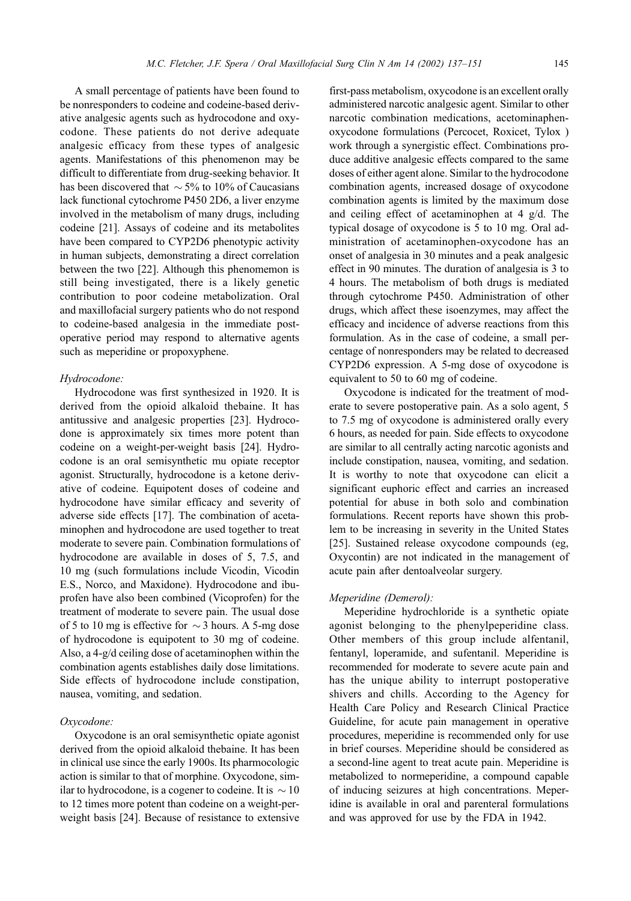A small percentage of patients have been found to be nonresponders to codeine and codeine-based derivative analgesic agents such as hydrocodone and oxycodone. These patients do not derive adequate analgesic efficacy from these types of analgesic agents. Manifestations of this phenomenon may be difficult to differentiate from drug-seeking behavior. It has been discovered that ~5% to 10% of Caucasians lack functional cytochrome P450 2D6, a liver enzyme involved in the metabolism of many drugs, including codeine [21]. Assays of codeine and its metabolites have been compared to CYP2D6 phenotypic activity in human subjects, demonstrating a direct correlation between the two [22]. Although this phenomemon is still being investigated, there is a likely genetic contribution to poor codeine metabolization. Oral and maxillofacial surgery patients who do not respond to codeine-based analgesia in the immediate postoperative period may respond to alternative agents such as meperidine or propoxyphene.

*Hydrocodone:*

Hydrocodone was first synthesized in 1920. It is derived from the opioid alkaloid thebaine. It has antitussive and analgesic properties [23]. Hydrocodone is approximately six times more potent than codeine on a weight-per-weight basis [24]. Hydrocodone is an oral semisynthetic mu opiate receptor agonist. Structurally, hydrocodone is a ketone derivative of codeine. Equipotent doses of codeine and hydrocodone have similar efficacy and severity of adverse side effects [17]. The combination of acetaminophen and hydrocodone are used together to treat moderate to severe pain. Combination formulations of hydrocodone are available in doses of 5, 7.5, and 10 mg (such formulations include Vicodin, Vicodin E.S., Norco, and Maxidone). Hydrocodone and ibuprofen have also been combined (Vicoprofen) for the treatment of moderate to severe pain. The usual dose of 5 to 10 mg is effective for ~3 hours. A 5-mg dose of hydrocodone is equipotent to 30 mg of codeine. Also, a 4-g/d ceiling dose of acetaminophen within the combination agents establishes daily dose limitations. Side effects of hydrocodone include constipation, nausea, vomiting, and sedation.

*Oxycodone:*

Oxycodone is an oral semisynthetic opiate agonist derived from the opioid alkaloid thebaine. It has been in clinical use since the early 1900s. Its pharmacologic action is similar to that of morphine. Oxycodone, similar to hydrocodone, is a cogener to codeine. It is ~10 to 12 times more potent than codeine on a weight-per-weight basis [24]. Because of resistance to extensive first-pass metabolism, oxycodone is an excellent orally administered narcotic analgesic agent. Similar to other narcotic combination medications, acetominphen-oxycodone formulations (Percocet, Roxicet, Tylox ) work through a synergistic effect. Combinations produce additive analgesic effects compared to the same doses of either agent alone. Similar to the hydrocodone combination agents, increased dosage of oxycodone combination agents is limited by the maximum dose and ceiling effect of acetaminophen at 4 g/d. The typical dosage of oxycodone is 5 to 10 mg. Oral administration of acetaminophen-oxycodone has an onset of analgesia in 30 minutes and a peak analgesic effect in 90 minutes. The duration of analgesia is 3 to 4 hours. The metabolism of both drugs is mediated through cytochrome P450. Administration of other drugs, which affect these isoenzymes, may affect the efficacy and incidence of adverse reactions from this formulation. As in the case of codeine, a small percentage of nonresponders may be related to decreased CYP2D6 expression. A 5-mg dose of oxycodone is equivalent to 50 to 60 mg of codeine.

Oxycodone is indicated for the treatment of moderate to severe postoperative pain. As a solo agent, 5 to 7.5 mg of oxycodone is administered orally every 6 hours, as needed for pain. Side effects to oxycodone are similar to all centrally acting narcotic agonists and include constipation, nausea, vomiting, and sedation. It is worthy to note that oxycodone can elicit a significant euphoric effect and carries an increased potential for abuse in both solo and combination formulations. Recent reports have shown this problem to be increasing in severity in the United States [25]. Sustained release oxycodone compounds (eg, Oxycontin) are not indicated in the management of acute pain after dentoalveolar surgery.

*Meperidine (Demerol):*

Meperidine hydrochloride is a synthetic opiate agonist belonging to the phenylpeperidine class. Other members of this group include alfentanil, fentanyl, loperamide, and sufentanil. Meperidine is recommended for moderate to severe acute pain and has the unique ability to interrupt postoperative shivers and chills. According to the Agency for Health Care Policy and Research Clinical Practice Guideline, for acute pain management in operative procedures, meperidine is recommended only for use in brief courses. Meperidine should be considered as a second-line agent to treat acute pain. Meperidine is metabolized to normeperidine, a compound capable of inducing seizures at high concentrations. Meperidine is available in oral and parenteral formulations and was approved for use by the FDA in 1942.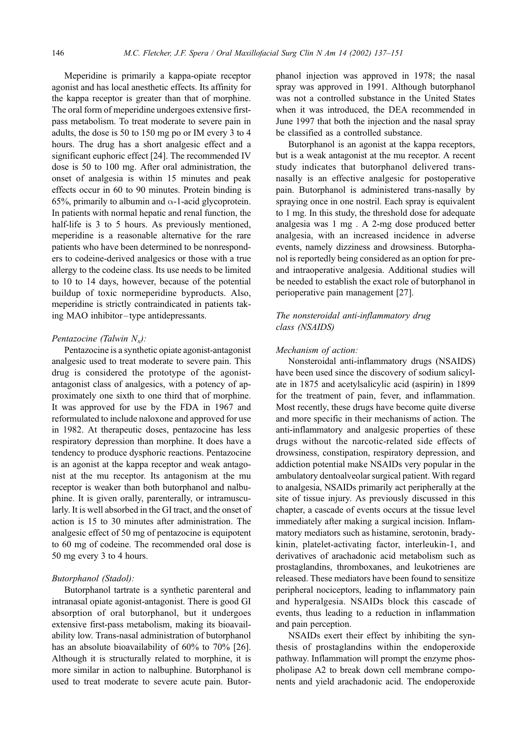Meperidine is primarily a kappa-opiate receptor agonist and has local anesthetic effects. Its affinity for the kappa receptor is greater than that of morphine. The oral form of meperidine undergoes extensive first-pass metabolism. To treat moderate to severe pain in adults, the dose is 50 to 150 mg po or IM every 3 to 4 hours. The drug has a short analgesic effect and a significant euphoric effect [24]. The recommended IV dose is 50 to 100 mg. After oral administration, the onset of analgesia is within 15 minutes and peak effects occur in 60 to 90 minutes. Protein binding is 65%, primarily to albumin and $\alpha$-1-acid glycoprotein. In patients with normal hepatic and renal function, the half-life is 3 to 5 hours. As previously mentioned, meperidine is a reasonable alternative for the rare patients who have been determined to be nonresponders to codeine-derived analgesics or those with a true allergy to the codeine class. Its use needs to be limited to 10 to 14 days, however, because of the potential buildup of toxic normeperidine byproducts. Also, meperidine is strictly contraindicated in patients taking MAO inhibitor–type antidepressants.

*Pentazocine (Talwin $N_x$):*

Pentazocine is a synthetic opiate agonist-antagonist analgesic used to treat moderate to severe pain. This drug is considered the prototype of the agonist-antagonist class of analgesics, with a potency of approximately one sixth to one third that of morphine. It was approved for use by the FDA in 1967 and reformulated to include naloxone and approved for use in 1982. At therapeutic doses, pentazocine has less respiratory depression than morphine. It does have a tendency to produce dysphoric reactions. Pentazocine is an agonist at the kappa receptor and weak antagonist at the mu receptor. Its antagonism at the mu receptor is weaker than both butorphanol and nalbuphine. It is given orally, parenterally, or intramuscularly. It is well absorbed in the GI tract, and the onset of action is 15 to 30 minutes after administration. The analgesic effect of 50 mg of pentazocine is equipotent to 60 mg of codeine. The recommended oral dose is 50 mg every 3 to 4 hours.

*Butorphanol (Stadol):*

Butorphanol tartrate is a synthetic parenteral and intranasal opiate agonist-antagonist. There is good GI absorption of oral butorphanol, but it undergoes extensive first-pass metabolism, making its bioavailability low. Trans-nasal administration of butorphanol has an absolute bioavailability of 60% to 70% [26]. Although it is structurally related to morphine, it is more similar in action to nalbuphine. Butorphanol is used to treat moderate to severe acute pain. Butorphanol injection was approved in 1978; the nasal spray was approved in 1991. Although butorphanol was not a controlled substance in the United States when it was introduced, the DEA recommended in June 1997 that both the injection and the nasal spray be classified as a controlled substance.

Butorphanol is an agonist at the kappa receptors, but is a weak antagonist at the mu receptor. A recent study indicates that butorphanol delivered trans-nasally is an effective analgesic for postoperative pain. Butorphanol is administered trans-nasally by spraying once in one nostril. Each spray is equivalent to 1 mg. In this study, the threshold dose for adequate analgesia was 1 mg . A 2-mg dose produced better analgesia, with an increased incidence in adverse events, namely dizziness and drowsiness. Butorphanol is reportedly being considered as an option for pre- and intraoperative analgesia. Additional studies will be needed to establish the exact role of butorphanol in perioperative pain management [27].

## *The nonsteroidal anti-inflammatory drug class (NSAIDS)*

*Mechanism of action:*

Nonsteroidal anti-inflammatory drugs (NSAIDS) have been used since the discovery of sodium salicylate in 1875 and acetylsalicylic acid (aspirin) in 1899 for the treatment of pain, fever, and inflammation. Most recently, these drugs have become quite diverse and more specific in their mechanisms of action. The anti-inflammatory and analgesic properties of these drugs without the narcotic-related side effects of drowsiness, constipation, respiratory depression, and addiction potential make NSAIDs very popular in the ambulatory dentoalveolar surgical patient. With regard to analgesia, NSAIDs primarily act peripherally at the site of tissue injury. As previously discussed in this chapter, a cascade of events occurs at the tissue level immediately after making a surgical incision. Inflammatory mediators such as histamine, serotonin, bradykinin, platelet-activating factor, interleukin-1, and derivatives of arachadonic acid metabolism such as prostaglandins, thromboxanes, and leukotrienes are released. These mediators have been found to sensitize peripheral nociceptors, leading to inflammatory pain and hyperalgesia. NSAIDs block this cascade of events, thus leading to a reduction in inflammation and pain perception.

NSAIDs exert their effect by inhibiting the synthesis of prostaglandins within the endoperoxide pathway. Inflammation will prompt the enzyme phospholipase A2 to break down cell membrane components and yield arachadonic acid. The endoperoxide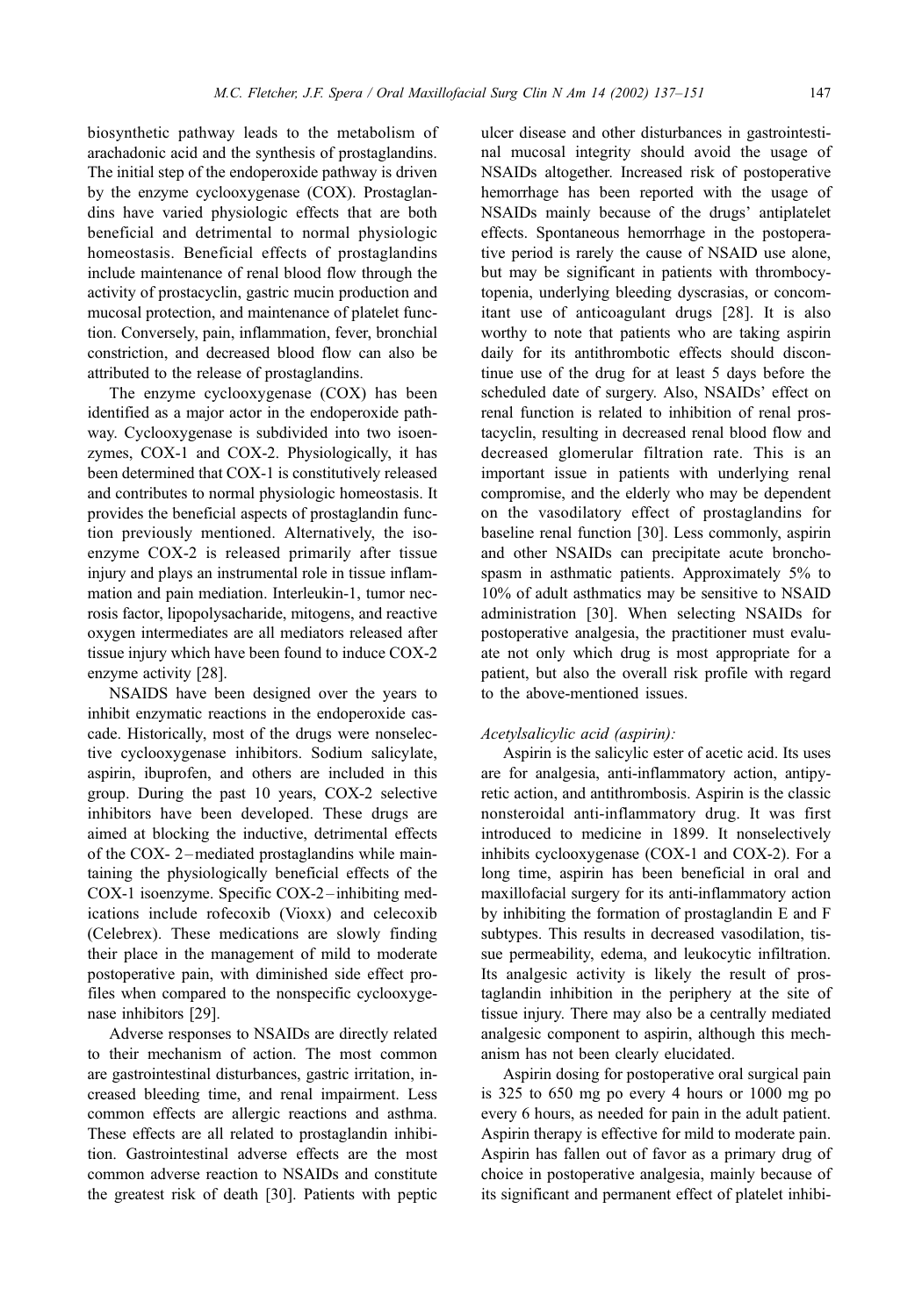biosynthetic pathway leads to the metabolism of arachadonic acid and the synthesis of prostaglandins. The initial step of the endoperoxide pathway is driven by the enzyme cyclooxygenase (COX). Prostaglandins have varied physiologic effects that are both beneficial and detrimental to normal physiologic homeostasis. Beneficial effects of prostaglandins include maintenance of renal blood flow through the activity of prostacyclin, gastric mucin production and mucosal protection, and maintenance of platelet function. Conversely, pain, inflammation, fever, bronchial constriction, and decreased blood flow can also be attributed to the release of prostaglandins.

The enzyme cyclooxygenase (COX) has been identified as a major actor in the endoperoxide pathway. Cyclooxygenase is subdivided into two isoenzymes, COX-1 and COX-2. Physiologically, it has been determined that COX-1 is constitutively released and contributes to normal physiologic homeostasis. It provides the beneficial aspects of prostaglandin function previously mentioned. Alternatively, the isoenzyme COX-2 is released primarily after tissue injury and plays an instrumental role in tissue inflammation and pain mediation. Interleukin-1, tumor necrosis factor, lipopolysacharide, mitogens, and reactive oxygen intermediates are all mediators released after tissue injury which have been found to induce COX-2 enzyme activity [28].

NSAIDS have been designed over the years to inhibit enzymatic reactions in the endoperoxide cascade. Historically, most of the drugs were nonselective cyclooxygenase inhibitors. Sodium salicylate, aspirin, ibuprofen, and others are included in this group. During the past 10 years, COX-2 selective inhibitors have been developed. These drugs are aimed at blocking the inductive, detrimental effects of the COX- 2–mediated prostaglandins while maintaining the physiologically beneficial effects of the COX-1 isoenzyme. Specific COX-2–inhibiting medications include rofecoxib (Vioxx) and celecoxib (Celebrex). These medications are slowly finding their place in the management of mild to moderate postoperative pain, with diminished side effect profiles when compared to the nonspecific cyclooxygenase inhibitors [29].

Adverse responses to NSAIDs are directly related to their mechanism of action. The most common are gastrointestinal disturbances, gastric irritation, increased bleeding time, and renal impairment. Less common effects are allergic reactions and asthma. These effects are all related to prostaglandin inhibition. Gastrointestinal adverse effects are the most common adverse reaction to NSAIDs and constitute the greatest risk of death [30]. Patients with peptic ulcer disease and other disturbances in gastrointestinal mucosal integrity should avoid the usage of NSAIDs altogether. Increased risk of postoperative hemorrhage has been reported with the usage of NSAIDs mainly because of the drugs' antiplatelet effects. Spontaneous hemorrhage in the postoperative period is rarely the cause of NSAID use alone, but may be significant in patients with thrombocytopenia, underlying bleeding dyscrasias, or concomitant use of anticoagulant drugs [28]. It is also worthy to note that patients who are taking aspirin daily for its antithrombotic effects should discontinue use of the drug for at least 5 days before the scheduled date of surgery. Also, NSAIDs' effect on renal function is related to inhibition of renal prostacyclin, resulting in decreased renal blood flow and decreased glomerular filtration rate. This is an important issue in patients with underlying renal compromise, and the elderly who may be dependent on the vasodilatory effect of prostaglandins for baseline renal function [30]. Less commonly, aspirin and other NSAIDs can precipitate acute bronchospasm in asthmatic patients. Approximately 5% to 10% of adult asthmatics may be sensitive to NSAID administration [30]. When selecting NSAIDs for postoperative analgesia, the practitioner must evaluate not only which drug is most appropriate for a patient, but also the overall risk profile with regard to the above-mentioned issues.

*Acetylsalicylic acid (aspirin):*

Aspirin is the salicylic ester of acetic acid. Its uses are for analgesia, anti-inflammatory action, antipyretic action, and antithrombosis. Aspirin is the classic nonsteroidal anti-inflammatory drug. It was first introduced to medicine in 1899. It nonselectively inhibits cyclooxygenase (COX-1 and COX-2). For a long time, aspirin has been beneficial in oral and maxillofacial surgery for its anti-inflammatory action by inhibiting the formation of prostaglandin E and F subtypes. This results in decreased vasodilation, tissue permeability, edema, and leukocytic infiltration. Its analgesic activity is likely the result of prostaglandin inhibition in the periphery at the site of tissue injury. There may also be a centrally mediated analgesic component to aspirin, although this mechanism has not been clearly elucidated.

Aspirin dosing for postoperative oral surgical pain is 325 to 650 mg po every 4 hours or 1000 mg po every 6 hours, as needed for pain in the adult patient. Aspirin therapy is effective for mild to moderate pain. Aspirin has fallen out of favor as a primary drug of choice in postoperative analgesia, mainly because of its significant and permanent effect of platelet inhibi-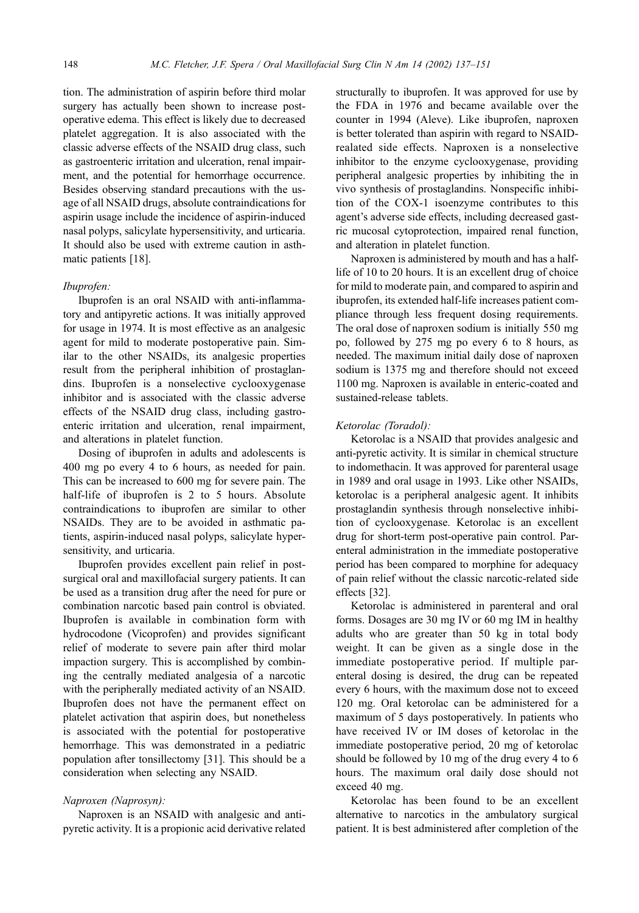tion. The administration of aspirin before third molar surgery has actually been shown to increase postoperative edema. This effect is likely due to decreased platelet aggregation. It is also associated with the classic adverse effects of the NSAID drug class, such as gastroenteric irritation and ulceration, renal impairment, and the potential for hemorrhage occurrence. Besides observing standard precautions with the usage of all NSAID drugs, absolute contraindications for aspirin usage include the incidence of aspirin-induced nasal polyps, salicylate hypersensitivity, and urticaria. It should also be used with extreme caution in asthmatic patients [18].

*Ibuprofen:*

Ibuprofen is an oral NSAID with anti-inflammatory and antipyretic actions. It was initially approved for usage in 1974. It is most effective as an analgesic agent for mild to moderate postoperative pain. Similar to the other NSAIDs, its analgesic properties result from the peripheral inhibition of prostaglandins. Ibuprofen is a nonselective cyclooxygenase inhibitor and is associated with the classic adverse effects of the NSAID drug class, including gastroenteric irritation and ulceration, renal impairment, and alterations in platelet function.

Dosing of ibuprofen in adults and adolescents is 400 mg po every 4 to 6 hours, as needed for pain. This can be increased to 600 mg for severe pain. The half-life of ibuprofen is 2 to 5 hours. Absolute contraindications to ibuprofen are similar to other NSAIDs. They are to be avoided in asthmatic patients, aspirin-induced nasal polyps, salicylate hypersensitivity, and urticaria.

Ibuprofen provides excellent pain relief in postsurgical oral and maxillofacial surgery patients. It can be used as a transition drug after the need for pure or combination narcotic based pain control is obviated. Ibuprofen is available in combination form with hydrocodone (Vicoprofen) and provides significant relief of moderate to severe pain after third molar impaction surgery. This is accomplished by combining the centrally mediated analgesia of a narcotic with the peripherally mediated activity of an NSAID. Ibuprofen does not have the permanent effect on platelet activation that aspirin does, but nonetheless is associated with the potential for postoperative hemorrhage. This was demonstrated in a pediatric population after tonsillectomy [31]. This should be a consideration when selecting any NSAID.

*Naproxen (Naprosyn):*

Naproxen is an NSAID with analgesic and antipyretic activity. It is a propionic acid derivative related structurally to ibuprofen. It was approved for use by the FDA in 1976 and became available over the counter in 1994 (Aleve). Like ibuprofen, naproxen is better tolerated than aspirin with regard to NSAID-realated side effects. Naproxen is a nonselective inhibitor to the enzyme cyclooxygenase, providing peripheral analgesic properties by inhibiting the in vivo synthesis of prostaglandins. Nonspecific inhibition of the COX-1 isoenzyme contributes to this agent's adverse side effects, including decreased gastric mucosal cytoprotection, impaired renal function, and alteration in platelet function.

Naproxen is administered by mouth and has a half-life of 10 to 20 hours. It is an excellent drug of choice for mild to moderate pain, and compared to aspirin and ibuprofen, its extended half-life increases patient compliance through less frequent dosing requirements. The oral dose of naproxen sodium is initially 550 mg po, followed by 275 mg po every 6 to 8 hours, as needed. The maximum initial daily dose of naproxen sodium is 1375 mg and therefore should not exceed 1100 mg. Naproxen is available in enteric-coated and sustained-release tablets.

*Ketorolac (Toradol):*

Ketorolac is a NSAID that provides analgesic and anti-pyretic activity. It is similar in chemical structure to indomethacin. It was approved for parenteral usage in 1989 and oral usage in 1993. Like other NSAIDs, ketorolac is a peripheral analgesic agent. It inhibits prostaglandin synthesis through nonselective inhibition of cyclooxygenase. Ketorolac is an excellent drug for short-term post-operative pain control. Parenteral administration in the immediate postoperative period has been compared to morphine for adequacy of pain relief without the classic narcotic-related side effects [32].

Ketorolac is administered in parenteral and oral forms. Dosages are 30 mg IV or 60 mg IM in healthy adults who are greater than 50 kg in total body weight. It can be given as a single dose in the immediate postoperative period. If multiple parenteral dosing is desired, the drug can be repeated every 6 hours, with the maximum dose not to exceed 120 mg. Oral ketorolac can be administered for a maximum of 5 days postoperatively. In patients who have received IV or IM doses of ketorolac in the immediate postoperative period, 20 mg of ketorolac should be followed by 10 mg of the drug every 4 to 6 hours. The maximum oral daily dose should not exceed 40 mg.

Ketorolac has been found to be an excellent alternative to narcotics in the ambulatory surgical patient. It is best administered after completion of the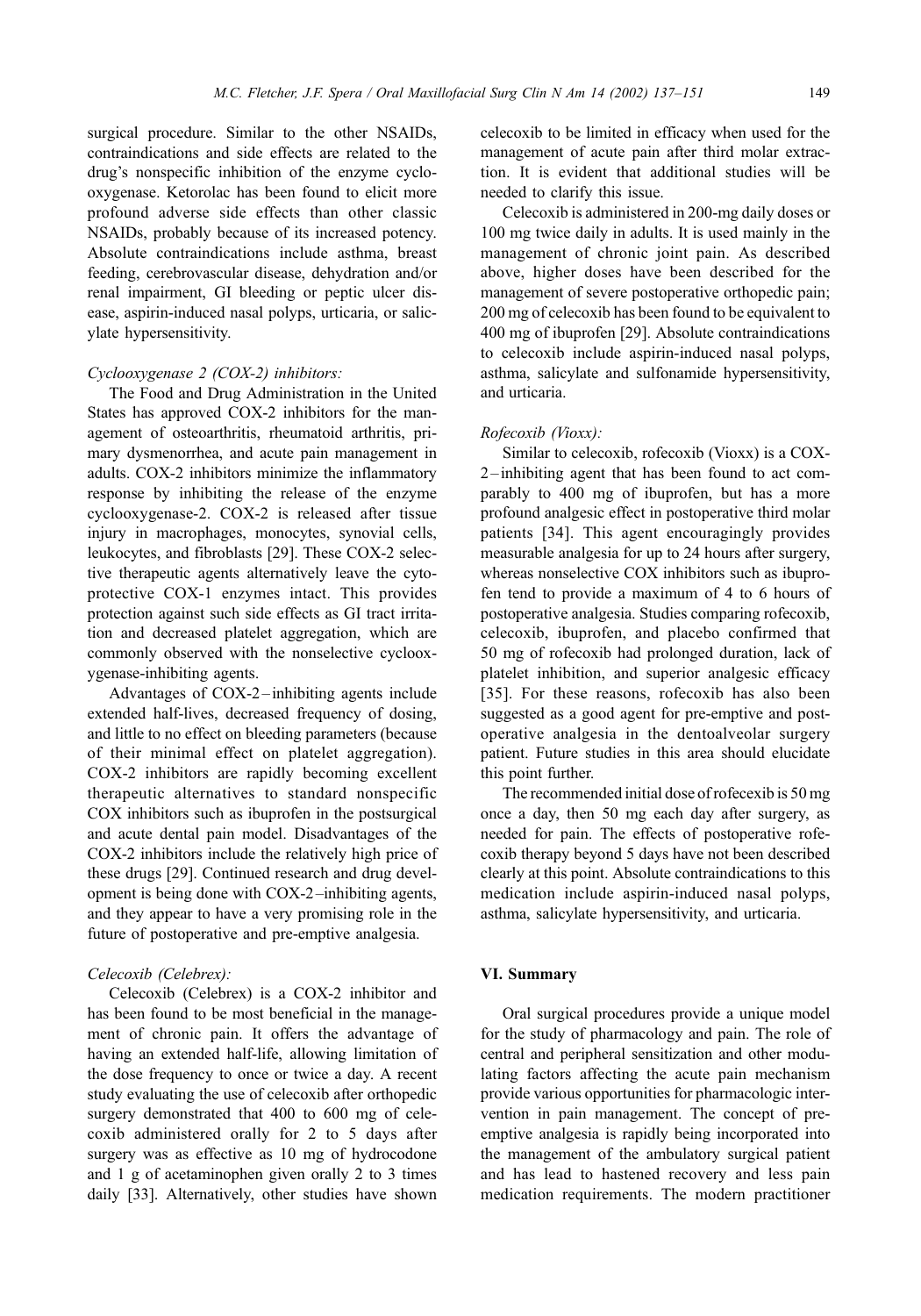surgical procedure. Similar to the other NSAIDs, contraindications and side effects are related to the drug's nonspecific inhibition of the enzyme cyclooxygenase. Ketorolac has been found to elicit more profound adverse side effects than other classic NSAIDs, probably because of its increased potency. Absolute contraindications include asthma, breast feeding, cerebrovascular disease, dehydration and/or renal impairment, GI bleeding or peptic ulcer disease, aspirin-induced nasal polyps, urticaria, or salicylate hypersensitivity.

*Cyclooxygenase 2 (COX-2) inhibitors:*

The Food and Drug Administration in the United States has approved COX-2 inhibitors for the management of osteoarthritis, rheumatoid arthritis, primary dysmenorrhea, and acute pain management in adults. COX-2 inhibitors minimize the inflammatory response by inhibiting the release of the enzyme cyclooxygenase-2. COX-2 is released after tissue injury in macrophages, monocytes, synovial cells, leukocytes, and fibroblasts [29]. These COX-2 selective therapeutic agents alternatively leave the cytoprotective COX-1 enzymes intact. This provides protection against such side effects as GI tract irritation and decreased platelet aggregation, which are commonly observed with the nonselective cyclooxygenase-inhibiting agents.

Advantages of COX-2–inhibiting agents include extended half-lives, decreased frequency of dosing, and little to no effect on bleeding parameters (because of their minimal effect on platelet aggregation). COX-2 inhibitors are rapidly becoming excellent therapeutic alternatives to standard nonspecific COX inhibitors such as ibuprofen in the postsurgical and acute dental pain model. Disadvantages of the COX-2 inhibitors include the relatively high price of these drugs [29]. Continued research and drug development is being done with COX-2–inhibiting agents, and they appear to have a very promising role in the future of postoperative and pre-emptive analgesia.

*Celecoxib (Celebrex):*

Celecoxib (Celebrex) is a COX-2 inhibitor and has been found to be most beneficial in the management of chronic pain. It offers the advantage of having an extended half-life, allowing limitation of the dose frequency to once or twice a day. A recent study evaluating the use of celecoxib after orthopedic surgery demonstrated that 400 to 600 mg of celecoxib administered orally for 2 to 5 days after surgery was as effective as 10 mg of hydrocodone and 1 g of acetaminophen given orally 2 to 3 times daily [33]. Alternatively, other studies have shown celecoxib to be limited in efficacy when used for the management of acute pain after third molar extraction. It is evident that additional studies will be needed to clarify this issue.

Celecoxib is administered in 200-mg daily doses or 100 mg twice daily in adults. It is used mainly in the management of chronic joint pain. As described above, higher doses have been described for the management of severe postoperative orthopedic pain; 200 mg of celecoxib has been found to be equivalent to 400 mg of ibuprofen [29]. Absolute contraindications to celecoxib include aspirin-induced nasal polyps, asthma, salicylate and sulfonamide hypersensitivity, and urticaria.

*Rofecoxib (Vioxx):*

Similar to celecoxib, rofecoxib (Vioxx) is a COX-2–inhibiting agent that has been found to act comparably to 400 mg of ibuprofen, but has a more profound analgesic effect in postoperative third molar patients [34]. This agent encouragingly provides measurable analgesia for up to 24 hours after surgery, whereas nonselective COX inhibitors such as ibuprofen tend to provide a maximum of 4 to 6 hours of postoperative analgesia. Studies comparing rofecoxib, celecoxib, ibuprofen, and placebo confirmed that 50 mg of rofecoxib had prolonged duration, lack of platelet inhibition, and superior analgesic efficacy [35]. For these reasons, rofecoxib has also been suggested as a good agent for pre-emptive and postoperative analgesia in the dentoalveolar surgery patient. Future studies in this area should elucidate this point further.

The recommended initial dose of rofecexib is 50 mg once a day, then 50 mg each day after surgery, as needed for pain. The effects of postoperative rofecoxib therapy beyond 5 days have not been described clearly at this point. Absolute contraindications to this medication include aspirin-induced nasal polyps, asthma, salicylate hypersensitivity, and urticaria.

## VI. Summary

Oral surgical procedures provide a unique model for the study of pharmacology and pain. The role of central and peripheral sensitization and other modulating factors affecting the acute pain mechanism provide various opportunities for pharmacologic intervention in pain management. The concept of pre-emptive analgesia is rapidly being incorporated into the management of the ambulatory surgical patient and has lead to hastened recovery and less pain medication requirements. The modern practitioner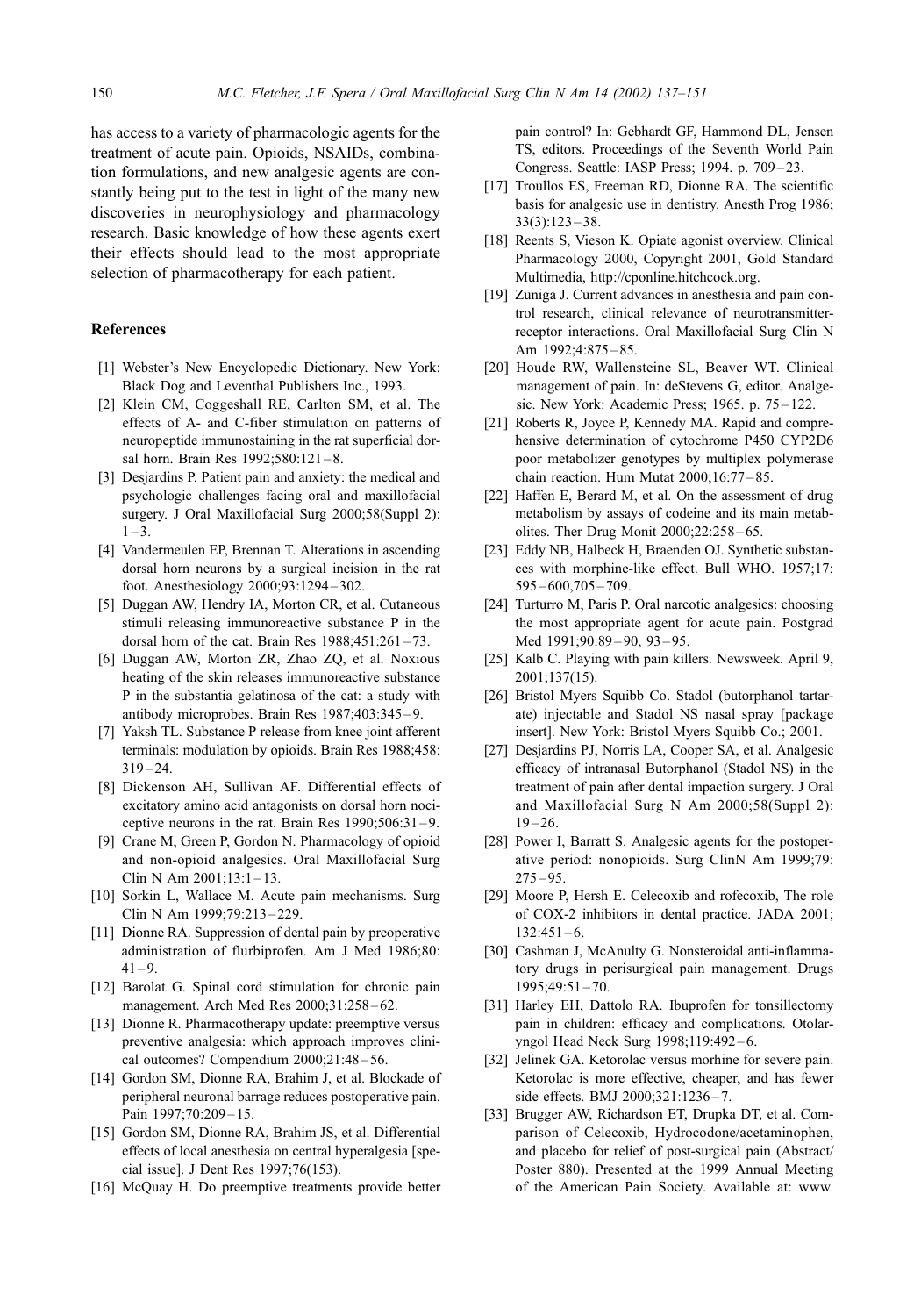has access to a variety of pharmacologic agents for the treatment of acute pain. Opioids, NSAIDs, combination formulations, and new analgesic agents are constantly being put to the test in light of the many new discoveries in neurophysiology and pharmacology research. Basic knowledge of how these agents exert their effects should lead to the most appropriate selection of pharmacotherapy for each patient.

## References

[1] Webster's New Encyclopedic Dictionary. New York: Black Dog and Leventhal Publishers Inc., 1993.

[2] Klein CM, Coggeshall RE, Carlton SM, et al. The effects of A- and C-fiber stimulation on patterns of neuropeptide immunostaining in the rat superficial dorsal horn. Brain Res 1992;580:121–8.

[3] Desjardins P. Patient pain and anxiety: the medical and psychologic challenges facing oral and maxillofacial surgery. J Oral Maxillofacial Surg 2000;58(Suppl 2): 1–3.

[4] Vandermeulen EP, Brennan T. Alterations in ascending dorsal horn neurons by a surgical incision in the rat foot. Anesthesiology 2000;93:1294–302.

[5] Duggan AW, Hendry IA, Morton CR, et al. Cutaneous stimuli releasing immunoreactive substance P in the dorsal horn of the cat. Brain Res 1988;451:261–73.

[6] Duggan AW, Morton ZR, Zhao ZQ, et al. Noxious heating of the skin releases immunoreactive substance P in the substantia gelatinosa of the cat: a study with antibody microprobes. Brain Res 1987;403:345–9.

[7] Yaksh TL. Substance P release from knee joint afferent terminals: modulation by opioids. Brain Res 1988;458: 319–24.

[8] Dickenson AH, Sullivan AF. Differential effects of excitatory amino acid antagonists on dorsal horn nociceptive neurons in the rat. Brain Res 1990;506:31–9.

[9] Crane M, Green P, Gordon N. Pharmacology of opioid and non-opioid analgesics. Oral Maxillofacial Surg Clin N Am 2001;13:1–13.

[10] Sorkin L, Wallace M. Acute pain mechanisms. Surg Clin N Am 1999;79:213–229.

[11] Dionne RA. Suppression of dental pain by preoperative administration of flurbiprofen. Am J Med 1986;80: 41–9.

[12] Barolat G. Spinal cord stimulation for chronic pain management. Arch Med Res 2000;31:258–62.

[13] Dionne R. Pharmacotherapy update: preemptive versus preventive analgesia: which approach improves clinical outcomes? Compendium 2000;21:48–56.

[14] Gordon SM, Dionne RA, Brahim J, et al. Blockade of peripheral neuronal barrage reduces postoperative pain. Pain 1997;70:209–15.

[15] Gordon SM, Dionne RA, Brahim JS, et al. Differential effects of local anesthesia on central hyperalgesia [special issue]. J Dent Res 1997;76(153).

[16] McQuay H. Do preemptive treatments provide better pain control? In: Gebhardt GF, Hammond DL, Jensen TS, editors. Proceedings of the Seventh World Pain Congress. Seattle: IASP Press; 1994. p. 709–23.

[17] Troullos ES, Freeman RD, Dionne RA. The scientific basis for analgesic use in dentistry. Anesth Prog 1986; 33(3):123–38.

[18] Reents S, Vieson K. Opiate agonist overview. Clinical Pharmacology 2000, Copyright 2001, Gold Standard Multimedia, http://cponline.hitchcock.org.

[19] Zuniga J. Current advances in anesthesia and pain control research, clinical relevance of neurotransmitter-receptor interactions. Oral Maxillofacial Surg Clin N Am 1992;4:875–85.

[20] Houde RW, Wallensteine SL, Beaver WT. Clinical management of pain. In: deStevens G, editor. Analgesic. New York: Academic Press; 1965. p. 75–122.

[21] Roberts R, Joyce P, Kennedy MA. Rapid and comprehensive determination of cytochrome P450 CYP2D6 poor metabolizer genotypes by multiplex polymerase chain reaction. Hum Mutat 2000;16:77–85.

[22] Haffen E, Berard M, et al. On the assessment of drug metabolism by assays of codeine and its main metabolites. Ther Drug Monit 2000;22:258–65.

[23] Eddy NB, Halbeck H, Braenden OJ. Synthetic substances with morphine-like effect. Bull WHO. 1957;17: 595–600,705–709.

[24] Turturro M, Paris P. Oral narcotic analgesics: choosing the most appropriate agent for acute pain. Postgrad Med 1991;90:89–90, 93–95.

[25] Kalb C. Playing with pain killers. Newsweek. April 9, 2001;137(15).

[26] Bristol Myers Squibb Co. Stadol (butorphanol tartarate) injectable and Stadol NS nasal spray [package insert]. New York: Bristol Myers Squibb Co.; 2001.

[27] Desjardins PJ, Norris LA, Cooper SA, et al. Analgesic efficacy of intranasal Butorphanol (Stadol NS) in the treatment of pain after dental impaction surgery. J Oral and Maxillofacial Surg N Am 2000;58(Suppl 2): 19–26.

[28] Power I, Barratt S. Analgesic agents for the postoperative period: nonopioids. Surg ClinN Am 1999;79: 275–95.

[29] Moore P, Hersh E. Celecoxib and rofecoxib, The role of COX-2 inhibitors in dental practice. JADA 2001; 132:451–6.

[30] Cashman J, McAnulty G. Nonsteroidal anti-inflammatory drugs in perisurgical pain management. Drugs 1995;49:51–70.

[31] Harley EH, Dattolo RA. Ibuprofen for tonsillectomy pain in children: efficacy and complications. Otolaryngol Head Neck Surg 1998;119:492–6.

[32] Jelinek GA. Ketorolac versus morhine for severe pain. Ketorolac is more effective, cheaper, and has fewer side effects. BMJ 2000;321:1236–7.

[33] Brugger AW, Richardson ET, Drupka DT, et al. Comparison of Celecoxib, Hydrocodone/acetaminophen, and placebo for relief of post-surgical pain (Abstract/ Poster 880). Presented at the 1999 Annual Meeting of the American Pain Society. Available at: www.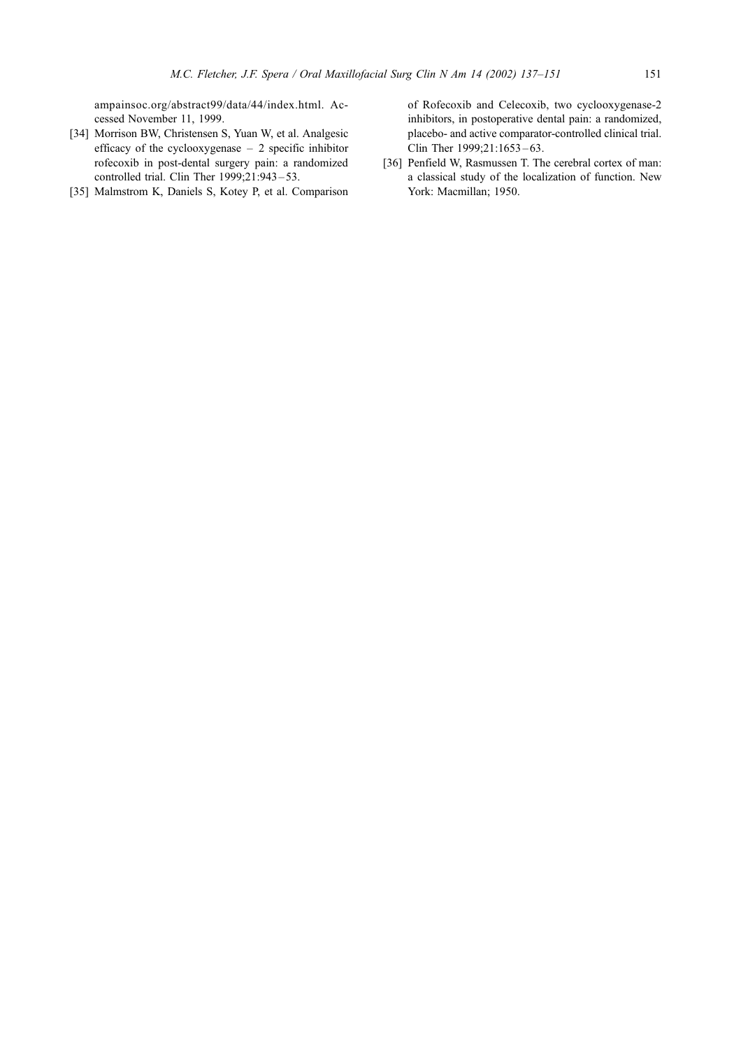ampainsoc.org/abstract99/data/44/index.html. Accessed November 11, 1999.

[34] Morrison BW, Christensen S, Yuan W, et al. Analgesic efficacy of the cyclooxygenase – 2 specific inhibitor rofecoxib in post-dental surgery pain: a randomized controlled trial. Clin Ther 1999;21:943–53.

[35] Malmstrom K, Daniels S, Kotey P, et al. Comparison of Rofecoxib and Celecoxib, two cyclooxygenase-2 inhibitors, in postoperative dental pain: a randomized, placebo- and active comparator-controlled clinical trial. Clin Ther 1999;21:1653–63.

[36] Penfield W, Rasmussen T. The cerebral cortex of man: a classical study of the localization of function. New York: Macmillan; 1950.